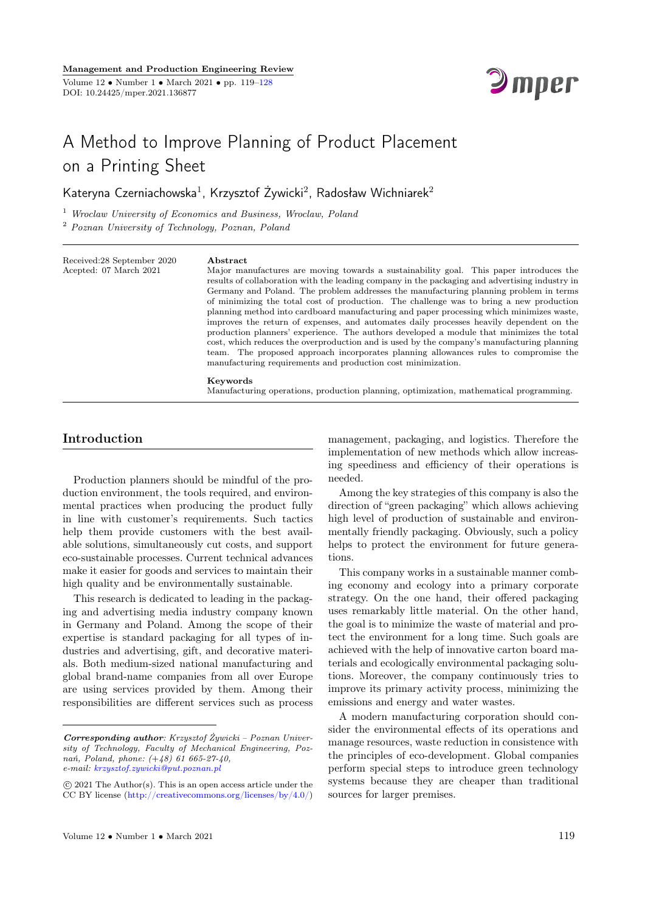# A Method to Improve Planning of Product Placement on a Printing Sheet

Kateryna Czerniachowska[1], Krzysztof Żywicki[2], Radosław Wichniarek[2]

[1] *Wroclaw University of Economics and Business, Wroclaw, Poland*

[2] *Poznan University of Technology, Poznan, Poland*

Received: 28 September 2020
Acepted: 07 March 2021

**Abstract**

Major manufactures are moving towards a sustainability goal. This paper introduces the results of collaboration with the leading company in the packaging and advertising industry in Germany and Poland. The problem addresses the manufacturing planning problem in terms of minimizing the total cost of production. The challenge was to bring a new production planning method into cardboard manufacturing and paper processing which minimizes waste, improves the return of expenses, and automates daily processes heavily dependent on the production planners' experience. The authors developed a module that minimizes the total cost, which reduces the overproduction and is used by the company's manufacturing planning team. The proposed approach incorporates planning allowances rules to compromise the manufacturing requirements and production cost minimization.

**Keywords**

Manufacturing operations, production planning, optimization, mathematical programming.

## Introduction

Production planners should be mindful of the production environment, the tools required, and environmental practices when producing the product fully in line with customer's requirements. Such tactics help them provide customers with the best available solutions, simultaneously cut costs, and support eco-sustainable processes. Current technical advances make it easier for goods and services to maintain their high quality and be environmentally sustainable.

This research is dedicated to leading in the packaging and advertising media industry company known in Germany and Poland. Among the scope of their expertise is standard packaging for all types of industries and advertising, gift, and decorative materials. Both medium-sized national manufacturing and global brand-name companies from all over Europe are using services provided by them. Among their responsibilities are different services such as process management, packaging, and logistics. Therefore the implementation of new methods which allow increasing speediness and efficiency of their operations is needed.

Among the key strategies of this company is also the direction of "green packaging" which allows achieving high level of production of sustainable and environmentally friendly packaging. Obviously, such a policy helps to protect the environment for future generations.

This company works in a sustainable manner combing economy and ecology into a primary corporate strategy. On the one hand, their offered packaging uses remarkably little material. On the other hand, the goal is to minimize the waste of material and protect the environment for a long time. Such goals are achieved with the help of innovative carton board materials and ecologically environmental packaging solutions. Moreover, the company continuously tries to improve its primary activity process, minimizing the emissions and energy and water wastes.

A modern manufacturing corporation should consider the environmental effects of its operations and manage resources, waste reduction in consistence with the principles of eco-development. Global companies perform special steps to introduce green technology systems because they are cheaper than traditional sources for larger premises.

---

***Corresponding author***: *Krzysztof Żywicki – Poznan University of Technology, Faculty of Mechanical Engineering, Poznań, Poland, phone: (+48) 61 665-27-40, e-mail: krzysztof.zywicki@put.poznan.pl*

© 2021 The Author(s). This is an open access article under the CC BY license (http://creativecommons.org/licenses/by/4.0/)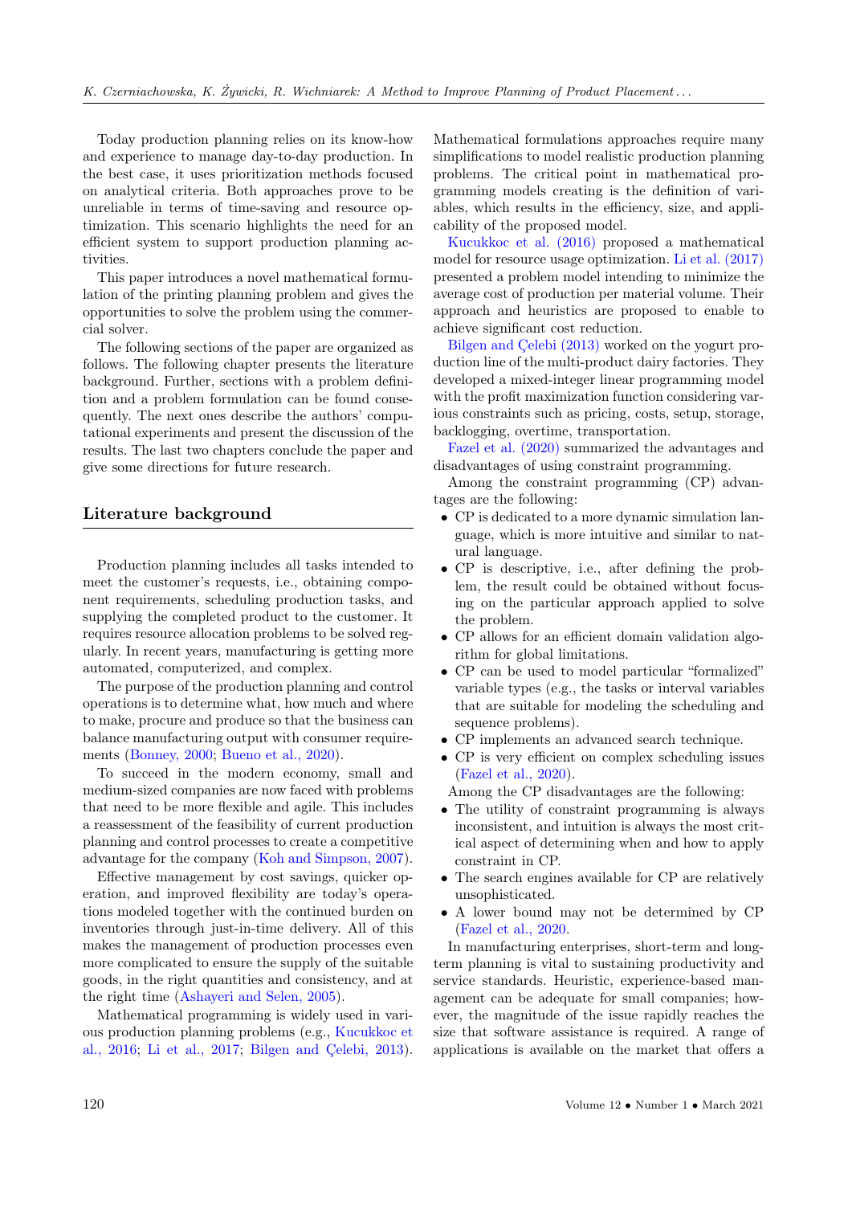Today production planning relies on its know-how and experience to manage day-to-day production. In the best case, it uses prioritization methods focused on analytical criteria. Both approaches prove to be unreliable in terms of time-saving and resource optimization. This scenario highlights the need for an efficient system to support production planning activities.

This paper introduces a novel mathematical formulation of the printing planning problem and gives the opportunities to solve the problem using the commercial solver.

The following sections of the paper are organized as follows. The following chapter presents the literature background. Further, sections with a problem definition and a problem formulation can be found consequently. The next ones describe the authors' computational experiments and present the discussion of the results. The last two chapters conclude the paper and give some directions for future research.

## Literature background

Production planning includes all tasks intended to meet the customer's requests, i.e., obtaining component requirements, scheduling production tasks, and supplying the completed product to the customer. It requires resource allocation problems to be solved regularly. In recent years, manufacturing is getting more automated, computerized, and complex.

The purpose of the production planning and control operations is to determine what, how much and where to make, procure and produce so that the business can balance manufacturing output with consumer requirements (Bonney, 2000; Bueno et al., 2020).

To succeed in the modern economy, small and medium-sized companies are now faced with problems that need to be more flexible and agile. This includes a reassessment of the feasibility of current production planning and control processes to create a competitive advantage for the company (Koh and Simpson, 2007).

Effective management by cost savings, quicker operation, and improved flexibility are today's operations modeled together with the continued burden on inventories through just-in-time delivery. All of this makes the management of production processes even more complicated to ensure the supply of the suitable goods, in the right quantities and consistency, and at the right time (Ashayeri and Selen, 2005).

Mathematical programming is widely used in various production planning problems (e.g., Kucukkoc et al., 2016; Li et al., 2017; Bilgen and Çelebi, 2013). Mathematical formulations approaches require many simplifications to model realistic production planning problems. The critical point in mathematical programming models creating is the definition of variables, which results in the efficiency, size, and applicability of the proposed model.

Kucukkoc et al. (2016) proposed a mathematical model for resource usage optimization. Li et al. (2017) presented a problem model intending to minimize the average cost of production per material volume. Their approach and heuristics are proposed to enable to achieve significant cost reduction.

Bilgen and Çelebi (2013) worked on the yogurt production line of the multi-product dairy factories. They developed a mixed-integer linear programming model with the profit maximization function considering various constraints such as pricing, costs, setup, storage, backlogging, overtime, transportation.

Fazel et al. (2020) summarized the advantages and disadvantages of using constraint programming.

Among the constraint programming (CP) advantages are the following:

- CP is dedicated to a more dynamic simulation language, which is more intuitive and similar to natural language.
- CP is descriptive, i.e., after defining the problem, the result could be obtained without focusing on the particular approach applied to solve the problem.
- CP allows for an efficient domain validation algorithm for global limitations.
- CP can be used to model particular "formalized" variable types (e.g., the tasks or interval variables that are suitable for modeling the scheduling and sequence problems).
- CP implements an advanced search technique.
- CP is very efficient on complex scheduling issues (Fazel et al., 2020).

Among the CP disadvantages are the following:

- The utility of constraint programming is always inconsistent, and intuition is always the most critical aspect of determining when and how to apply constraint in CP.
- The search engines available for CP are relatively unsophisticated.
- A lower bound may not be determined by CP (Fazel et al., 2020.

In manufacturing enterprises, short-term and long-term planning is vital to sustaining productivity and service standards. Heuristic, experience-based management can be adequate for small companies; however, the magnitude of the issue rapidly reaches the size that software assistance is required. A range of applications is available on the market that offers a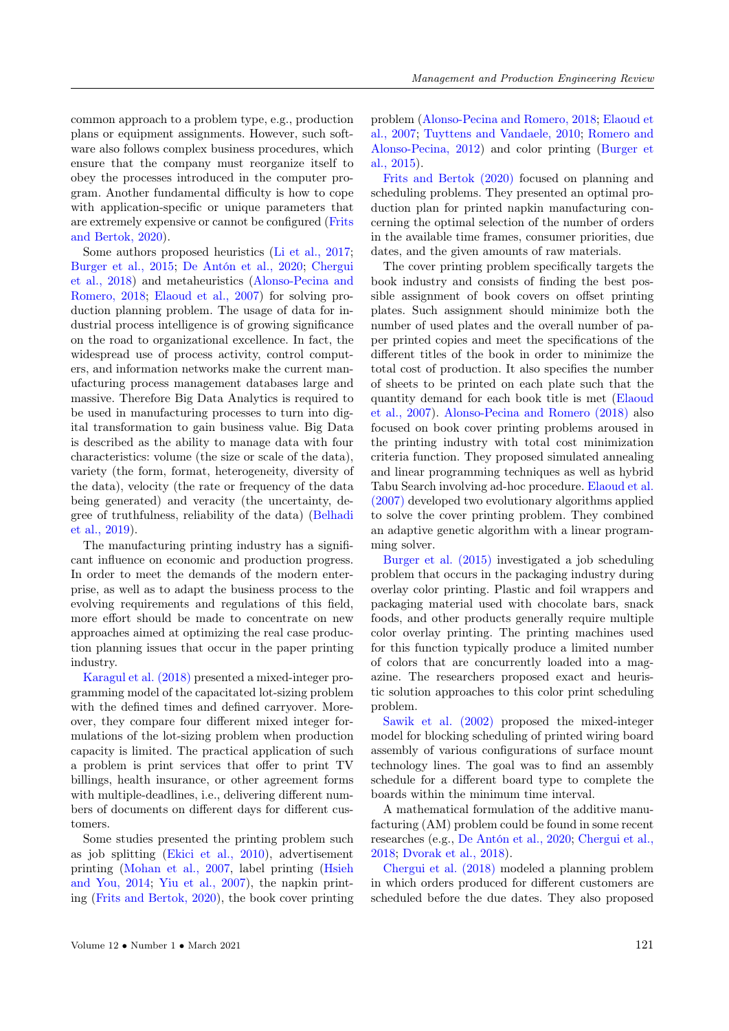common approach to a problem type, e.g., production plans or equipment assignments. However, such software also follows complex business procedures, which ensure that the company must reorganize itself to obey the processes introduced in the computer program. Another fundamental difficulty is how to cope with application-specific or unique parameters that are extremely expensive or cannot be configured (Frits and Bertok, 2020).

Some authors proposed heuristics (Li et al., 2017; Burger et al., 2015; De Antón et al., 2020; Chergui et al., 2018) and metaheuristics (Alonso-Pecina and Romero, 2018; Elaoud et al., 2007) for solving production planning problem. The usage of data for industrial process intelligence is of growing significance on the road to organizational excellence. In fact, the widespread use of process activity, control computers, and information networks make the current manufacturing process management databases large and massive. Therefore Big Data Analytics is required to be used in manufacturing processes to turn into digital transformation to gain business value. Big Data is described as the ability to manage data with four characteristics: volume (the size or scale of the data), variety (the form, format, heterogeneity, diversity of the data), velocity (the rate or frequency of the data being generated) and veracity (the uncertainty, degree of truthfulness, reliability of the data) (Belhadi et al., 2019).

The manufacturing printing industry has a significant influence on economic and production progress. In order to meet the demands of the modern enterprise, as well as to adapt the business process to the evolving requirements and regulations of this field, more effort should be made to concentrate on new approaches aimed at optimizing the real case production planning issues that occur in the paper printing industry.

Karagul et al. (2018) presented a mixed-integer programming model of the capacitated lot-sizing problem with the defined times and defined carryover. Moreover, they compare four different mixed integer formulations of the lot-sizing problem when production capacity is limited. The practical application of such a problem is print services that offer to print TV billings, health insurance, or other agreement forms with multiple-deadlines, i.e., delivering different numbers of documents on different days for different customers.

Some studies presented the printing problem such as job splitting (Ekici et al., 2010), advertisement printing (Mohan et al., 2007, label printing (Hsieh and You, 2014; Yiu et al., 2007), the napkin printing (Frits and Bertok, 2020), the book cover printing problem (Alonso-Pecina and Romero, 2018; Elaoud et al., 2007; Tuyttens and Vandaele, 2010; Romero and Alonso-Pecina, 2012) and color printing (Burger et al., 2015).

Frits and Bertok (2020) focused on planning and scheduling problems. They presented an optimal production plan for printed napkin manufacturing concerning the optimal selection of the number of orders in the available time frames, consumer priorities, due dates, and the given amounts of raw materials.

The cover printing problem specifically targets the book industry and consists of finding the best possible assignment of book covers on offset printing plates. Such assignment should minimize both the number of used plates and the overall number of paper printed copies and meet the specifications of the different titles of the book in order to minimize the total cost of production. It also specifies the number of sheets to be printed on each plate such that the quantity demand for each book title is met (Elaoud et al., 2007). Alonso-Pecina and Romero (2018) also focused on book cover printing problems aroused in the printing industry with total cost minimization criteria function. They proposed simulated annealing and linear programming techniques as well as hybrid Tabu Search involving ad-hoc procedure. Elaoud et al. (2007) developed two evolutionary algorithms applied to solve the cover printing problem. They combined an adaptive genetic algorithm with a linear programming solver.

Burger et al. (2015) investigated a job scheduling problem that occurs in the packaging industry during overlay color printing. Plastic and foil wrappers and packaging material used with chocolate bars, snack foods, and other products generally require multiple color overlay printing. The printing machines used for this function typically produce a limited number of colors that are concurrently loaded into a magazine. The researchers proposed exact and heuristic solution approaches to this color print scheduling problem.

Sawik et al. (2002) proposed the mixed-integer model for blocking scheduling of printed wiring board assembly of various configurations of surface mount technology lines. The goal was to find an assembly schedule for a different board type to complete the boards within the minimum time interval.

A mathematical formulation of the additive manufacturing (AM) problem could be found in some recent researches (e.g., De Antón et al., 2020; Chergui et al., 2018; Dvorak et al., 2018).

Chergui et al. (2018) modeled a planning problem in which orders produced for different customers are scheduled before the due dates. They also proposed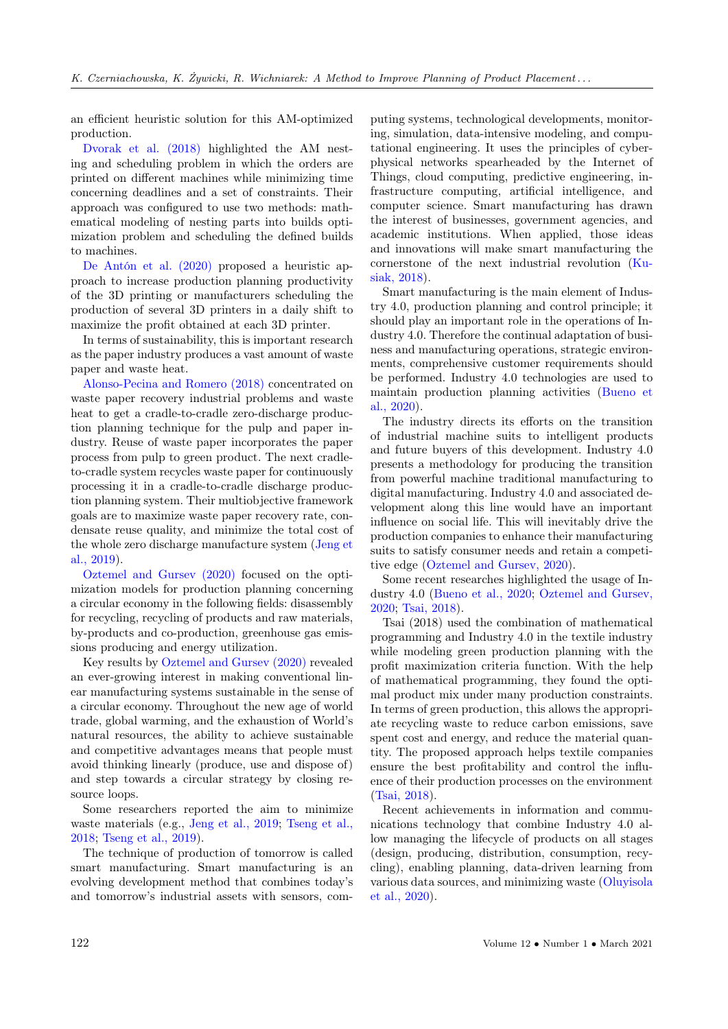an efficient heuristic solution for this AM-optimized production.

Dvorak et al. (2018) highlighted the AM nesting and scheduling problem in which the orders are printed on different machines while minimizing time concerning deadlines and a set of constraints. Their approach was configured to use two methods: mathematical modeling of nesting parts into builds optimization problem and scheduling the defined builds to machines.

De Antón et al. (2020) proposed a heuristic approach to increase production planning productivity of the 3D printing or manufacturers scheduling the production of several 3D printers in a daily shift to maximize the profit obtained at each 3D printer.

In terms of sustainability, this is important research as the paper industry produces a vast amount of waste paper and waste heat.

Alonso-Pecina and Romero (2018) concentrated on waste paper recovery industrial problems and waste heat to get a cradle-to-cradle zero-discharge production planning technique for the pulp and paper industry. Reuse of waste paper incorporates the paper process from pulp to green product. The next cradle-to-cradle system recycles waste paper for continuously processing it in a cradle-to-cradle discharge production planning system. Their multiobjective framework goals are to maximize waste paper recovery rate, condensate reuse quality, and minimize the total cost of the whole zero discharge manufacture system (Jeng et al., 2019).

Oztemel and Gursev (2020) focused on the optimization models for production planning concerning a circular economy in the following fields: disassembly for recycling, recycling of products and raw materials, by-products and co-production, greenhouse gas emissions producing and energy utilization.

Key results by Oztemel and Gursev (2020) revealed an ever-growing interest in making conventional linear manufacturing systems sustainable in the sense of a circular economy. Throughout the new age of world trade, global warming, and the exhaustion of World's natural resources, the ability to achieve sustainable and competitive advantages means that people must avoid thinking linearly (produce, use and dispose of) and step towards a circular strategy by closing resource loops.

Some researchers reported the aim to minimize waste materials (e.g., Jeng et al., 2019; Tseng et al., 2018; Tseng et al., 2019).

The technique of production of tomorrow is called smart manufacturing. Smart manufacturing is an evolving development method that combines today's and tomorrow's industrial assets with sensors, computing systems, technological developments, monitoring, simulation, data-intensive modeling, and computational engineering. It uses the principles of cyber-physical networks spearheaded by the Internet of Things, cloud computing, predictive engineering, infrastructure computing, artificial intelligence, and computer science. Smart manufacturing has drawn the interest of businesses, government agencies, and academic institutions. When applied, those ideas and innovations will make smart manufacturing the cornerstone of the next industrial revolution (Kusiak, 2018).

Smart manufacturing is the main element of Industry 4.0, production planning and control principle; it should play an important role in the operations of Industry 4.0. Therefore the continual adaptation of business and manufacturing operations, strategic environments, comprehensive customer requirements should be performed. Industry 4.0 technologies are used to maintain production planning activities (Bueno et al., 2020).

The industry directs its efforts on the transition of industrial machine suits to intelligent products and future buyers of this development. Industry 4.0 presents a methodology for producing the transition from powerful machine traditional manufacturing to digital manufacturing. Industry 4.0 and associated development along this line would have an important influence on social life. This will inevitably drive the production companies to enhance their manufacturing suits to satisfy consumer needs and retain a competitive edge (Oztemel and Gursev, 2020).

Some recent researches highlighted the usage of Industry 4.0 (Bueno et al., 2020; Oztemel and Gursev, 2020; Tsai, 2018).

Tsai (2018) used the combination of mathematical programming and Industry 4.0 in the textile industry while modeling green production planning with the profit maximization criteria function. With the help of mathematical programming, they found the optimal product mix under many production constraints. In terms of green production, this allows the appropriate recycling waste to reduce carbon emissions, save spent cost and energy, and reduce the material quantity. The proposed approach helps textile companies ensure the best profitability and control the influence of their production processes on the environment (Tsai, 2018).

Recent achievements in information and communications technology that combine Industry 4.0 allow managing the lifecycle of products on all stages (design, producing, distribution, consumption, recycling), enabling planning, data-driven learning from various data sources, and minimizing waste (Oluyisola et al., 2020).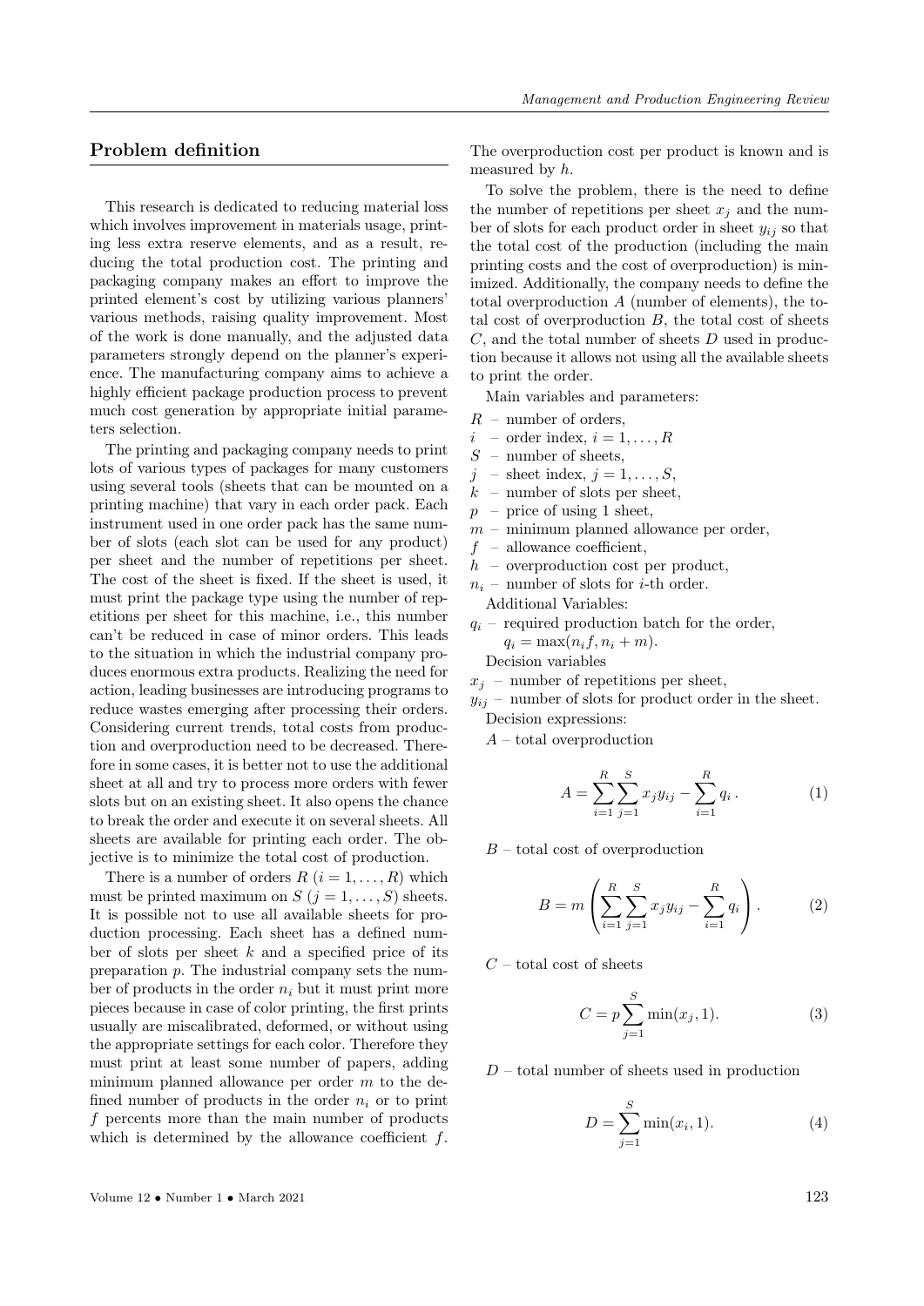## Problem definition

This research is dedicated to reducing material loss which involves improvement in materials usage, printing less extra reserve elements, and as a result, reducing the total production cost. The printing and packaging company makes an effort to improve the printed element's cost by utilizing various planners' various methods, raising quality improvement. Most of the work is done manually, and the adjusted data parameters strongly depend on the planner's experience. The manufacturing company aims to achieve a highly efficient package production process to prevent much cost generation by appropriate initial parameters selection.

The printing and packaging company needs to print lots of various types of packages for many customers using several tools (sheets that can be mounted on a printing machine) that vary in each order pack. Each instrument used in one order pack has the same number of slots (each slot can be used for any product) per sheet and the number of repetitions per sheet. The cost of the sheet is fixed. If the sheet is used, it must print the package type using the number of repetitions per sheet for this machine, i.e., this number can't be reduced in case of minor orders. This leads to the situation in which the industrial company produces enormous extra products. Realizing the need for action, leading businesses are introducing programs to reduce wastes emerging after processing their orders. Considering current trends, total costs from production and overproduction need to be decreased. Therefore in some cases, it is better not to use the additional sheet at all and try to process more orders with fewer slots but on an existing sheet. It also opens the chance to break the order and execute it on several sheets. All sheets are available for printing each order. The objective is to minimize the total cost of production.

There is a number of orders $R$ $(i = 1, \ldots, R)$ which must be printed maximum on $S$ $(j = 1, \ldots, S)$ sheets. It is possible not to use all available sheets for production processing. Each sheet has a defined number of slots per sheet $k$ and a specified price of its preparation $p$. The industrial company sets the number of products in the order $n_i$ but it must print more pieces because in case of color printing, the first prints usually are miscalibrated, deformed, or without using the appropriate settings for each color. Therefore they must print at least some number of papers, adding minimum planned allowance per order $m$ to the defined number of products in the order $n_i$ or to print $f$ percents more than the main number of products which is determined by the allowance coefficient $f$. The overproduction cost per product is known and is measured by $h$.

To solve the problem, there is the need to define the number of repetitions per sheet $x_j$ and the number of slots for each product order in sheet $y_{ij}$ so that the total cost of the production (including the main printing costs and the cost of overproduction) is minimized. Additionally, the company needs to define the total overproduction $A$ (number of elements), the total cost of overproduction $B$, the total cost of sheets $C$, and the total number of sheets $D$ used in production because it allows not using all the available sheets to print the order.

Main variables and parameters:

- $R$ – number of orders,
- $i$ – order index, $i = 1, \ldots, R$
- $S$ – number of sheets,
- $j$ – sheet index, $j = 1, \ldots, S$,
- $k$ – number of slots per sheet,
- $p$ – price of using 1 sheet,
- $m$ – minimum planned allowance per order,
- $f$ – allowance coefficient,
- $h$ – overproduction cost per product,
- $n_i$ – number of slots for $i$-th order.

Additional Variables:

- $q_i$ – required production batch for the order, $q_i = \max(n_i f, n_i + m)$.

Decision variables

- $x_j$ – number of repetitions per sheet,
- $y_{ij}$ – number of slots for product order in the sheet.

Decision expressions:

$A$ – total overproduction

$$A = \sum_{i=1}^{R} \sum_{j=1}^{S} x_j y_{ij} - \sum_{i=1}^{R} q_i \,. \tag{1}$$

$B$ – total cost of overproduction

$$B = m \left( \sum_{i=1}^{R} \sum_{j=1}^{S} x_j y_{ij} - \sum_{i=1}^{R} q_i \right). \tag{2}$$

$C$ – total cost of sheets

$$C = p \sum_{j=1}^{S} \min(x_j, 1). \tag{3}$$

$D$ – total number of sheets used in production

$$D = \sum_{j=1}^{S} \min(x_i, 1). \tag{4}$$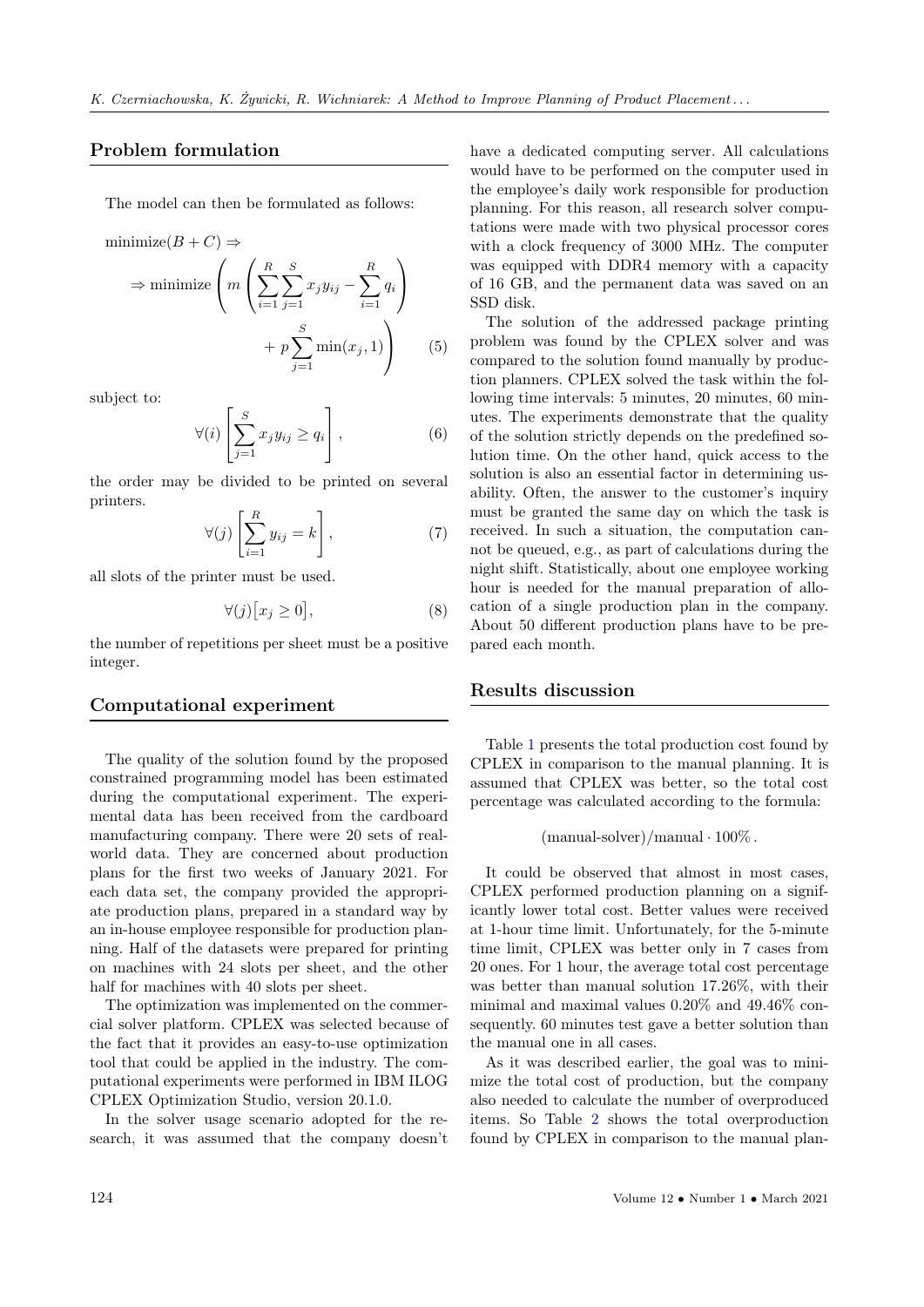## Problem formulation

The model can then be formulated as follows:

$$\text{minimize}(B + C) \Rightarrow$$
$$\Rightarrow \text{minimize}\left( m\left(\sum_{i=1}^{R}\sum_{j=1}^{S} x_j y_{ij} - \sum_{i=1}^{R} q_i\right) + p\sum_{j=1}^{S}\min(x_j, 1)\right) \tag{5}$$

subject to:

$$\forall(i)\left[\sum_{j=1}^{S} x_j y_{ij} \geq q_i\right], \tag{6}$$

the order may be divided to be printed on several printers.

$$\forall(j)\left[\sum_{i=1}^{R} y_{ij} = k\right], \tag{7}$$

all slots of the printer must be used.

$$\forall(j)\big[x_j \geq 0\big], \tag{8}$$

the number of repetitions per sheet must be a positive integer.

## Computational experiment

The quality of the solution found by the proposed constrained programming model has been estimated during the computational experiment. The experimental data has been received from the cardboard manufacturing company. There were 20 sets of real-world data. They are concerned about production plans for the first two weeks of January 2021. For each data set, the company provided the appropriate production plans, prepared in a standard way by an in-house employee responsible for production planning. Half of the datasets were prepared for printing on machines with 24 slots per sheet, and the other half for machines with 40 slots per sheet.

The optimization was implemented on the commercial solver platform. CPLEX was selected because of the fact that it provides an easy-to-use optimization tool that could be applied in the industry. The computational experiments were performed in IBM ILOG CPLEX Optimization Studio, version 20.1.0.

In the solver usage scenario adopted for the research, it was assumed that the company doesn't have a dedicated computing server. All calculations would have to be performed on the computer used in the employee's daily work responsible for production planning. For this reason, all research solver computations were made with two physical processor cores with a clock frequency of 3000 MHz. The computer was equipped with DDR4 memory with a capacity of 16 GB, and the permanent data was saved on an SSD disk.

The solution of the addressed package printing problem was found by the CPLEX solver and was compared to the solution found manually by production planners. CPLEX solved the task within the following time intervals: 5 minutes, 20 minutes, 60 minutes. The experiments demonstrate that the quality of the solution strictly depends on the predefined solution time. On the other hand, quick access to the solution is also an essential factor in determining usability. Often, the answer to the customer's inquiry must be granted the same day on which the task is received. In such a situation, the computation cannot be queued, e.g., as part of calculations during the night shift. Statistically, about one employee working hour is needed for the manual preparation of allocation of a single production plan in the company. About 50 different production plans have to be prepared each month.

## Results discussion

Table 1 presents the total production cost found by CPLEX in comparison to the manual planning. It is assumed that CPLEX was better, so the total cost percentage was calculated according to the formula:

$$(\text{manual-solver})/\text{manual} \cdot 100\%.$$

It could be observed that almost in most cases, CPLEX performed production planning on a significantly lower total cost. Better values were received at 1-hour time limit. Unfortunately, for the 5-minute time limit, CPLEX was better only in 7 cases from 20 ones. For 1 hour, the average total cost percentage was better than manual solution 17.26%, with their minimal and maximal values 0.20% and 49.46% consequently. 60 minutes test gave a better solution than the manual one in all cases.

As it was described earlier, the goal was to minimize the total cost of production, but the company also needed to calculate the number of overproduced items. So Table 2 shows the total overproduction found by CPLEX in comparison to the manual plan-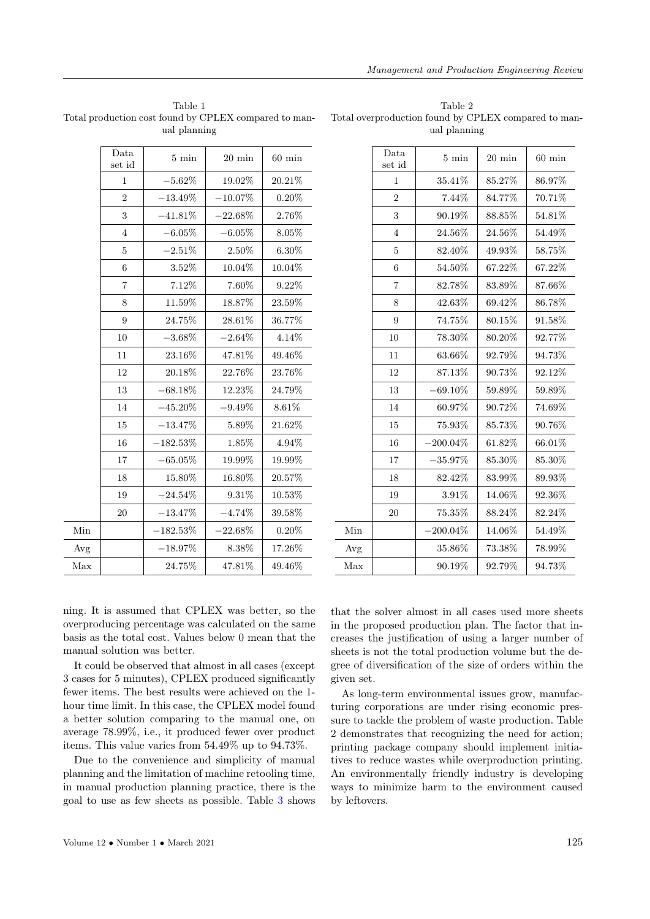Table 1
Total production cost found by CPLEX compared to manual planning

| | Data set id | 5 min | 20 min | 60 min |
|---|---|---|---|---|
| | 1 | −5.62% | 19.02% | 20.21% |
| | 2 | −13.49% | −10.07% | 0.20% |
| | 3 | −41.81% | −22.68% | 2.76% |
| | 4 | −6.05% | −6.05% | 8.05% |
| | 5 | −2.51% | 2.50% | 6.30% |
| | 6 | 3.52% | 10.04% | 10.04% |
| | 7 | 7.12% | 7.60% | 9.22% |
| | 8 | 11.59% | 18.87% | 23.59% |
| | 9 | 24.75% | 28.61% | 36.77% |
| | 10 | −3.68% | −2.64% | 4.14% |
| | 11 | 23.16% | 47.81% | 49.46% |
| | 12 | 20.18% | 22.76% | 23.76% |
| | 13 | −68.18% | 12.23% | 24.79% |
| | 14 | −45.20% | −9.49% | 8.61% |
| | 15 | −13.47% | 5.89% | 21.62% |
| | 16 | −182.53% | 1.85% | 4.94% |
| | 17 | −65.05% | 19.99% | 19.99% |
| | 18 | 15.80% | 16.80% | 20.57% |
| | 19 | −24.54% | 9.31% | 10.53% |
| | 20 | −13.47% | −4.74% | 39.58% |
| Min | | −182.53% | −22.68% | 0.20% |
| Avg | | −18.97% | 8.38% | 17.26% |
| Max | | 24.75% | 47.81% | 49.46% |

Table 2
Total overproduction found by CPLEX compared to manual planning

| | Data set id | 5 min | 20 min | 60 min |
|---|---|---|---|---|
| | 1 | 35.41% | 85.27% | 86.97% |
| | 2 | 7.44% | 84.77% | 70.71% |
| | 3 | 90.19% | 88.85% | 54.81% |
| | 4 | 24.56% | 24.56% | 54.49% |
| | 5 | 82.40% | 49.93% | 58.75% |
| | 6 | 54.50% | 67.22% | 67.22% |
| | 7 | 82.78% | 83.89% | 87.66% |
| | 8 | 42.63% | 69.42% | 86.78% |
| | 9 | 74.75% | 80.15% | 91.58% |
| | 10 | 78.30% | 80.20% | 92.77% |
| | 11 | 63.66% | 92.79% | 94.73% |
| | 12 | 87.13% | 90.73% | 92.12% |
| | 13 | −69.10% | 59.89% | 59.89% |
| | 14 | 60.97% | 90.72% | 74.69% |
| | 15 | 75.93% | 85.73% | 90.76% |
| | 16 | −200.04% | 61.82% | 66.01% |
| | 17 | −35.97% | 85.30% | 85.30% |
| | 18 | 82.42% | 83.99% | 89.93% |
| | 19 | 3.91% | 14.06% | 92.36% |
| | 20 | 75.35% | 88.24% | 82.24% |
| Min | | −200.04% | 14.06% | 54.49% |
| Avg | | 35.86% | 73.38% | 78.99% |
| Max | | 90.19% | 92.79% | 94.73% |

ning. It is assumed that CPLEX was better, so the overproducing percentage was calculated on the same basis as the total cost. Values below 0 mean that the manual solution was better.

It could be observed that almost in all cases (except 3 cases for 5 minutes), CPLEX produced significantly fewer items. The best results were achieved on the 1-hour time limit. In this case, the CPLEX model found a better solution comparing to the manual one, on average 78.99%, i.e., it produced fewer over product items. This value varies from 54.49% up to 94.73%.

Due to the convenience and simplicity of manual planning and the limitation of machine retooling time, in manual production planning practice, there is the goal to use as few sheets as possible. Table 3 shows that the solver almost in all cases used more sheets in the proposed production plan. The factor that increases the justification of using a larger number of sheets is not the total production volume but the degree of diversification of the size of orders within the given set.

As long-term environmental issues grow, manufacturing corporations are under rising economic pressure to tackle the problem of waste production. Table 2 demonstrates that recognizing the need for action; printing package company should implement initiatives to reduce wastes while overproduction printing. An environmentally friendly industry is developing ways to minimize harm to the environment caused by leftovers.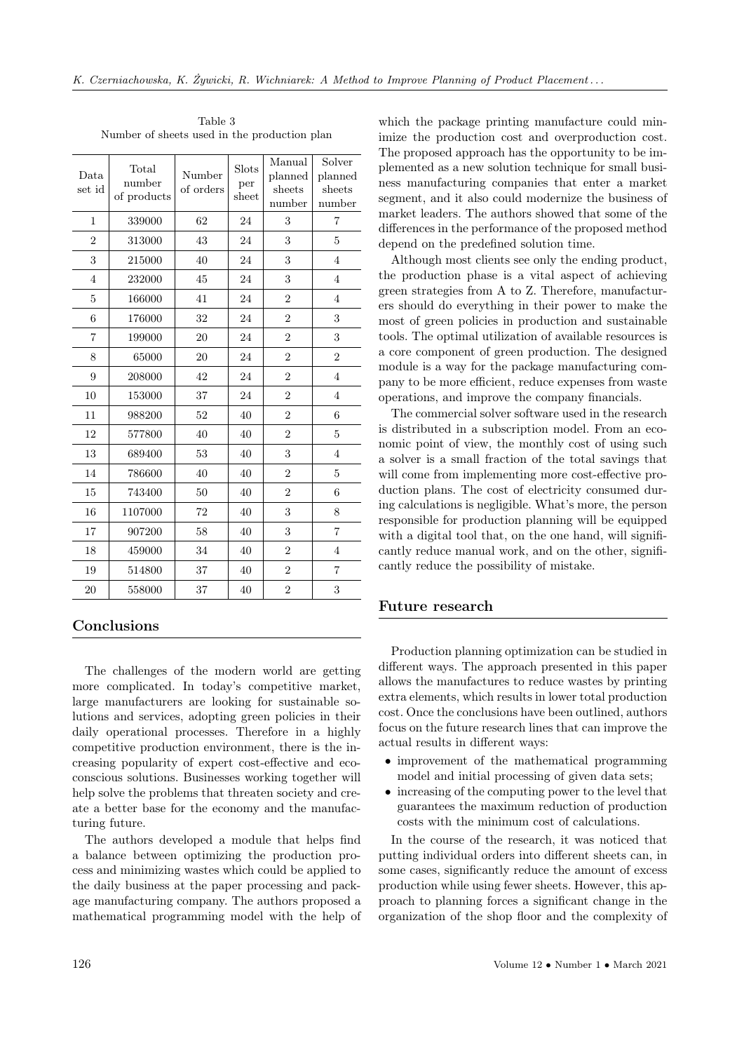Table 3
Number of sheets used in the production plan

| Data set id | Total number of products | Number of orders | Slots per sheet | Manual planned sheets number | Solver planned sheets number |
|---|---|---|---|---|---|
| 1 | 339000 | 62 | 24 | 3 | 7 |
| 2 | 313000 | 43 | 24 | 3 | 5 |
| 3 | 215000 | 40 | 24 | 3 | 4 |
| 4 | 232000 | 45 | 24 | 3 | 4 |
| 5 | 166000 | 41 | 24 | 2 | 4 |
| 6 | 176000 | 32 | 24 | 2 | 3 |
| 7 | 199000 | 20 | 24 | 2 | 3 |
| 8 | 65000 | 20 | 24 | 2 | 2 |
| 9 | 208000 | 42 | 24 | 2 | 4 |
| 10 | 153000 | 37 | 24 | 2 | 4 |
| 11 | 988200 | 52 | 40 | 2 | 6 |
| 12 | 577800 | 40 | 40 | 2 | 5 |
| 13 | 689400 | 53 | 40 | 3 | 4 |
| 14 | 786600 | 40 | 40 | 2 | 5 |
| 15 | 743400 | 50 | 40 | 2 | 6 |
| 16 | 1107000 | 72 | 40 | 3 | 8 |
| 17 | 907200 | 58 | 40 | 3 | 7 |
| 18 | 459000 | 34 | 40 | 2 | 4 |
| 19 | 514800 | 37 | 40 | 2 | 7 |
| 20 | 558000 | 37 | 40 | 2 | 3 |

## Conclusions

The challenges of the modern world are getting more complicated. In today's competitive market, large manufacturers are looking for sustainable solutions and services, adopting green policies in their daily operational processes. Therefore in a highly competitive production environment, there is the increasing popularity of expert cost-effective and eco-conscious solutions. Businesses working together will help solve the problems that threaten society and create a better base for the economy and the manufacturing future.

The authors developed a module that helps find a balance between optimizing the production process and minimizing wastes which could be applied to the daily business at the paper processing and package manufacturing company. The authors proposed a mathematical programming model with the help of which the package printing manufacture could minimize the production cost and overproduction cost. The proposed approach has the opportunity to be implemented as a new solution technique for small business manufacturing companies that enter a market segment, and it also could modernize the business of market leaders. The authors showed that some of the differences in the performance of the proposed method depend on the predefined solution time.

Although most clients see only the ending product, the production phase is a vital aspect of achieving green strategies from A to Z. Therefore, manufacturers should do everything in their power to make the most of green policies in production and sustainable tools. The optimal utilization of available resources is a core component of green production. The designed module is a way for the package manufacturing company to be more efficient, reduce expenses from waste operations, and improve the company financials.

The commercial solver software used in the research is distributed in a subscription model. From an economic point of view, the monthly cost of using such a solver is a small fraction of the total savings that will come from implementing more cost-effective production plans. The cost of electricity consumed during calculations is negligible. What's more, the person responsible for production planning will be equipped with a digital tool that, on the one hand, will significantly reduce manual work, and on the other, significantly reduce the possibility of mistake.

## Future research

Production planning optimization can be studied in different ways. The approach presented in this paper allows the manufactures to reduce wastes by printing extra elements, which results in lower total production cost. Once the conclusions have been outlined, authors focus on the future research lines that can improve the actual results in different ways:

- improvement of the mathematical programming model and initial processing of given data sets;
- increasing of the computing power to the level that guarantees the maximum reduction of production costs with the minimum cost of calculations.

In the course of the research, it was noticed that putting individual orders into different sheets can, in some cases, significantly reduce the amount of excess production while using fewer sheets. However, this approach to planning forces a significant change in the organization of the shop floor and the complexity of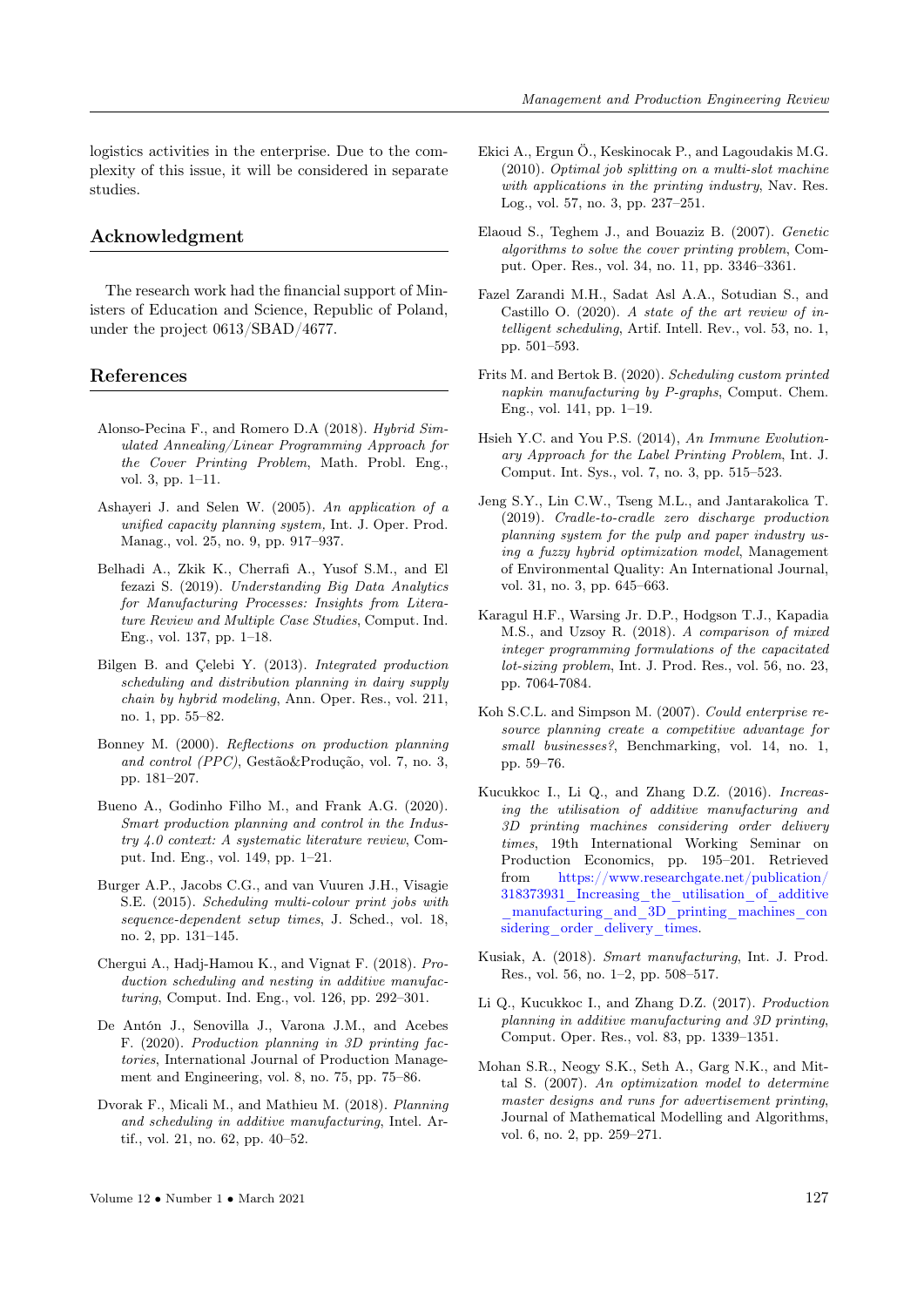logistics activities in the enterprise. Due to the complexity of this issue, it will be considered in separate studies.

## Acknowledgment

The research work had the financial support of Ministers of Education and Science, Republic of Poland, under the project 0613/SBAD/4677.

## References

Alonso-Pecina F., and Romero D.A (2018). *Hybrid Simulated Annealing/Linear Programming Approach for the Cover Printing Problem*, Math. Probl. Eng., vol. 3, pp. 1–11.

Ashayeri J. and Selen W. (2005). *An application of a unified capacity planning system,* Int. J. Oper. Prod. Manag., vol. 25, no. 9, pp. 917–937.

Belhadi A., Zkik K., Cherrafi A., Yusof S.M., and El fezazi S. (2019). *Understanding Big Data Analytics for Manufacturing Processes: Insights from Literature Review and Multiple Case Studies*, Comput. Ind. Eng., vol. 137, pp. 1–18.

Bilgen B. and Çelebi Y. (2013). *Integrated production scheduling and distribution planning in dairy supply chain by hybrid modeling*, Ann. Oper. Res., vol. 211, no. 1, pp. 55–82.

Bonney M. (2000). *Reflections on production planning and control (PPC)*, Gestão&Produção, vol. 7, no. 3, pp. 181–207.

Bueno A., Godinho Filho M., and Frank A.G. (2020). *Smart production planning and control in the Industry 4.0 context: A systematic literature review*, Comput. Ind. Eng., vol. 149, pp. 1–21.

Burger A.P., Jacobs C.G., and van Vuuren J.H., Visagie S.E. (2015). *Scheduling multi-colour print jobs with sequence-dependent setup times*, J. Sched., vol. 18, no. 2, pp. 131–145.

Chergui A., Hadj-Hamou K., and Vignat F. (2018). *Production scheduling and nesting in additive manufacturing*, Comput. Ind. Eng., vol. 126, pp. 292–301.

De Antón J., Senovilla J., Varona J.M., and Acebes F. (2020). *Production planning in 3D printing factories*, International Journal of Production Management and Engineering, vol. 8, no. 75, pp. 75–86.

Dvorak F., Micali M., and Mathieu M. (2018). *Planning and scheduling in additive manufacturing*, Intel. Artif., vol. 21, no. 62, pp. 40–52.

Ekici A., Ergun Ö., Keskinocak P., and Lagoudakis M.G. (2010). *Optimal job splitting on a multi-slot machine with applications in the printing industry*, Nav. Res. Log., vol. 57, no. 3, pp. 237–251.

Elaoud S., Teghem J., and Bouaziz B. (2007). *Genetic algorithms to solve the cover printing problem*, Comput. Oper. Res., vol. 34, no. 11, pp. 3346–3361.

Fazel Zarandi M.H., Sadat Asl A.A., Sotudian S., and Castillo O. (2020). *A state of the art review of intelligent scheduling*, Artif. Intell. Rev., vol. 53, no. 1, pp. 501–593.

Frits M. and Bertok B. (2020). *Scheduling custom printed napkin manufacturing by P-graphs*, Comput. Chem. Eng., vol. 141, pp. 1–19.

Hsieh Y.C. and You P.S. (2014), *An Immune Evolutionary Approach for the Label Printing Problem*, Int. J. Comput. Int. Sys., vol. 7, no. 3, pp. 515–523.

Jeng S.Y., Lin C.W., Tseng M.L., and Jantarakolica T. (2019). *Cradle-to-cradle zero discharge production planning system for the pulp and paper industry using a fuzzy hybrid optimization model*, Management of Environmental Quality: An International Journal, vol. 31, no. 3, pp. 645–663.

Karagul H.F., Warsing Jr. D.P., Hodgson T.J., Kapadia M.S., and Uzsoy R. (2018). *A comparison of mixed integer programming formulations of the capacitated lot-sizing problem*, Int. J. Prod. Res., vol. 56, no. 23, pp. 7064-7084.

Koh S.C.L. and Simpson M. (2007). *Could enterprise resource planning create a competitive advantage for small businesses?*, Benchmarking, vol. 14, no. 1, pp. 59–76.

Kucukkoc I., Li Q., and Zhang D.Z. (2016). *Increasing the utilisation of additive manufacturing and 3D printing machines considering order delivery times*, 19th International Working Seminar on Production Economics, pp. 195–201. Retrieved from https://www.researchgate.net/publication/318373931_Increasing_the_utilisation_of_additive_manufacturing_and_3D_printing_machines_considering_order_delivery_times.

Kusiak, A. (2018). *Smart manufacturing*, Int. J. Prod. Res., vol. 56, no. 1–2, pp. 508–517.

Li Q., Kucukkoc I., and Zhang D.Z. (2017). *Production planning in additive manufacturing and 3D printing*, Comput. Oper. Res., vol. 83, pp. 1339–1351.

Mohan S.R., Neogy S.K., Seth A., Garg N.K., and Mittal S. (2007). *An optimization model to determine master designs and runs for advertisement printing*, Journal of Mathematical Modelling and Algorithms, vol. 6, no. 2, pp. 259–271.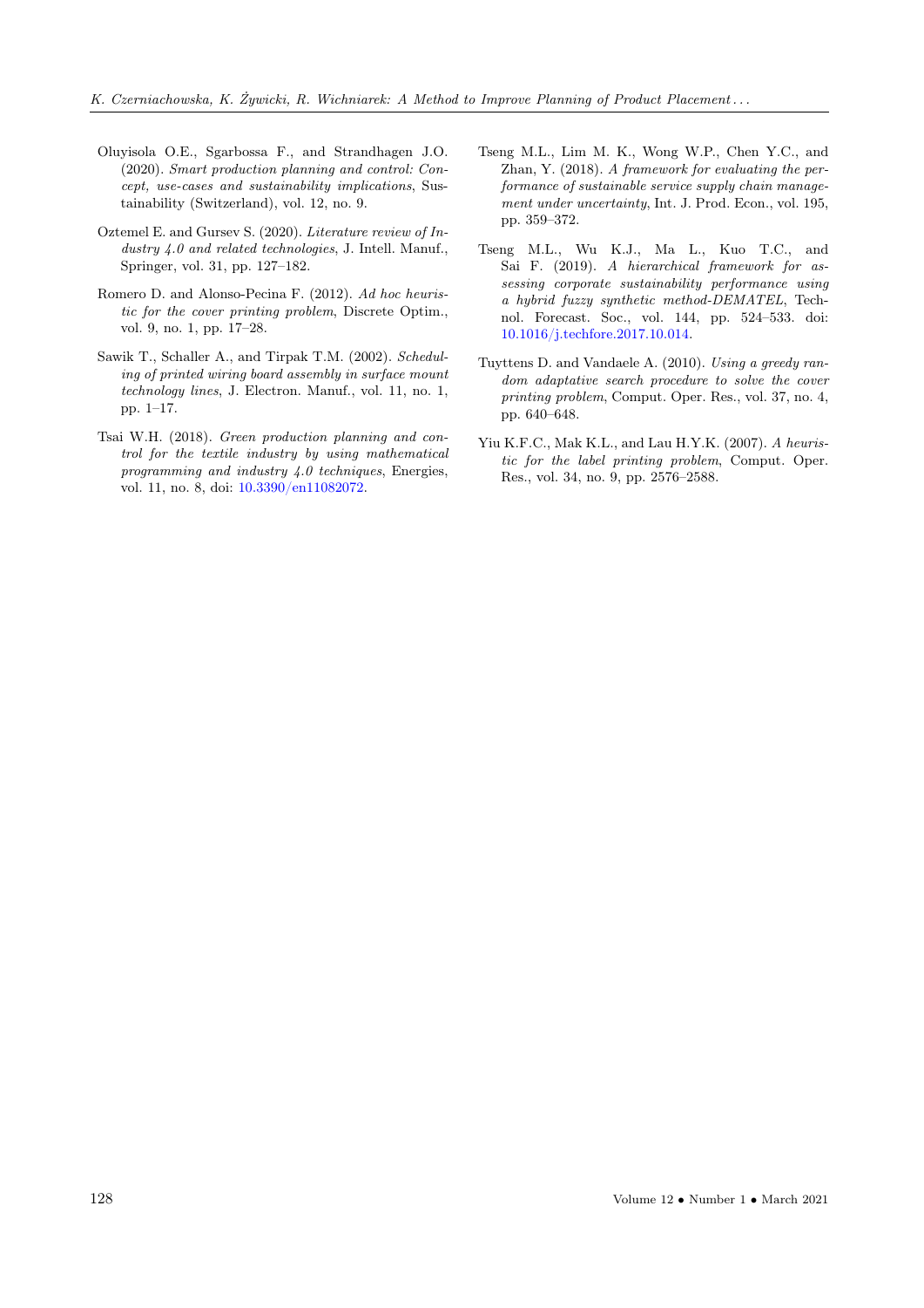Oluyisola O.E., Sgarbossa F., and Strandhagen J.O. (2020). *Smart production planning and control: Concept, use-cases and sustainability implications*, Sustainability (Switzerland), vol. 12, no. 9.

Oztemel E. and Gursev S. (2020). *Literature review of Industry 4.0 and related technologies*, J. Intell. Manuf., Springer, vol. 31, pp. 127–182.

Romero D. and Alonso-Pecina F. (2012). *Ad hoc heuristic for the cover printing problem*, Discrete Optim., vol. 9, no. 1, pp. 17–28.

Sawik T., Schaller A., and Tirpak T.M. (2002). *Scheduling of printed wiring board assembly in surface mount technology lines*, J. Electron. Manuf., vol. 11, no. 1, pp. 1–17.

Tsai W.H. (2018). *Green production planning and control for the textile industry by using mathematical programming and industry 4.0 techniques*, Energies, vol. 11, no. 8, doi: 10.3390/en11082072.

Tseng M.L., Lim M. K., Wong W.P., Chen Y.C., and Zhan, Y. (2018). *A framework for evaluating the performance of sustainable service supply chain management under uncertainty*, Int. J. Prod. Econ., vol. 195, pp. 359–372.

Tseng M.L., Wu K.J., Ma L., Kuo T.C., and Sai F. (2019). *A hierarchical framework for assessing corporate sustainability performance using a hybrid fuzzy synthetic method-DEMATEL*, Technol. Forecast. Soc., vol. 144, pp. 524–533. doi: 10.1016/j.techfore.2017.10.014.

Tuyttens D. and Vandaele A. (2010). *Using a greedy random adaptative search procedure to solve the cover printing problem*, Comput. Oper. Res., vol. 37, no. 4, pp. 640–648.

Yiu K.F.C., Mak K.L., and Lau H.Y.K. (2007). *A heuristic for the label printing problem*, Comput. Oper. Res., vol. 34, no. 9, pp. 2576–2588.